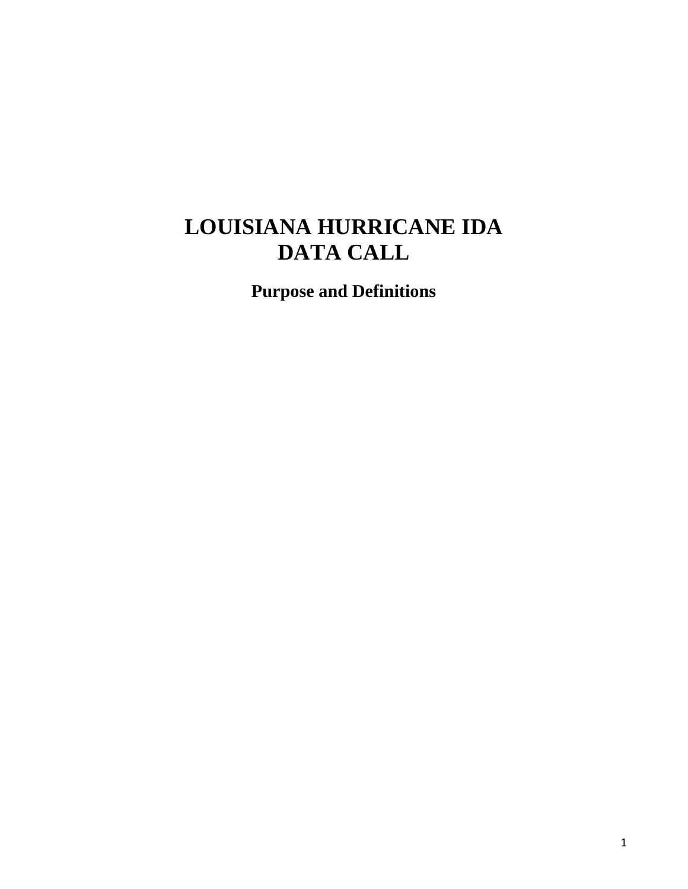# LOUISIANA HURRICANE IDA DATA CALL

## Purpose and Definitions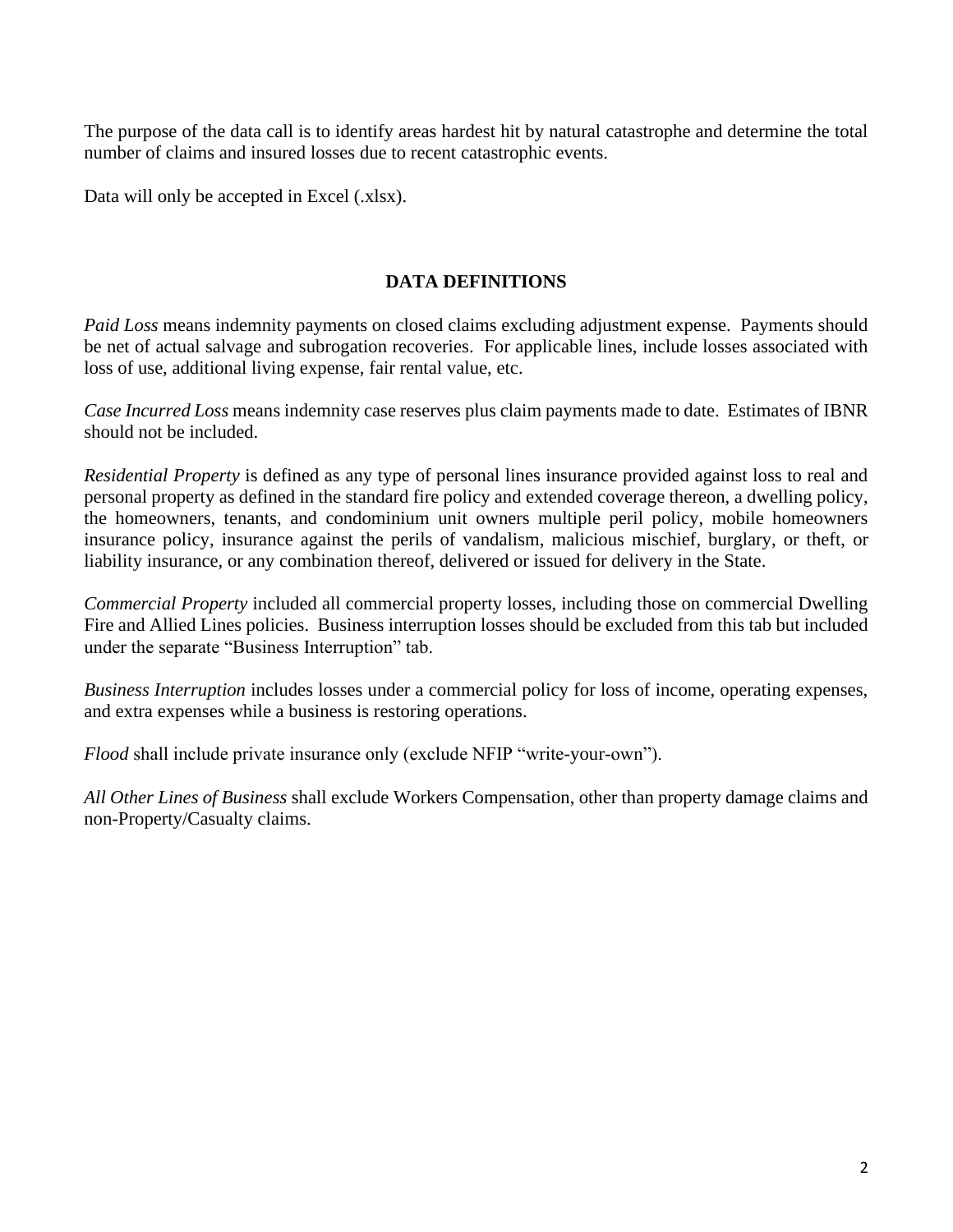The purpose of the data call is to identify areas hardest hit by natural catastrophe and determine the total number of claims and insured losses due to recent catastrophic events.

Data will only be accepted in Excel (.xlsx).

## DATA DEFINITIONS

*Paid Loss* means indemnity payments on closed claims excluding adjustment expense. Payments should be net of actual salvage and subrogation recoveries. For applicable lines, include losses associated with loss of use, additional living expense, fair rental value, etc.

*Case Incurred Loss* means indemnity case reserves plus claim payments made to date. Estimates of IBNR should not be included.

*Residential Property* is defined as any type of personal lines insurance provided against loss to real and personal property as defined in the standard fire policy and extended coverage thereon, a dwelling policy, the homeowners, tenants, and condominium unit owners multiple peril policy, mobile homeowners insurance policy, insurance against the perils of vandalism, malicious mischief, burglary, or theft, or liability insurance, or any combination thereof, delivered or issued for delivery in the State.

*Commercial Property* included all commercial property losses, including those on commercial Dwelling Fire and Allied Lines policies. Business interruption losses should be excluded from this tab but included under the separate "Business Interruption" tab.

*Business Interruption* includes losses under a commercial policy for loss of income, operating expenses, and extra expenses while a business is restoring operations.

*Flood* shall include private insurance only (exclude NFIP "write-your-own").

*All Other Lines of Business* shall exclude Workers Compensation, other than property damage claims and non-Property/Casualty claims.